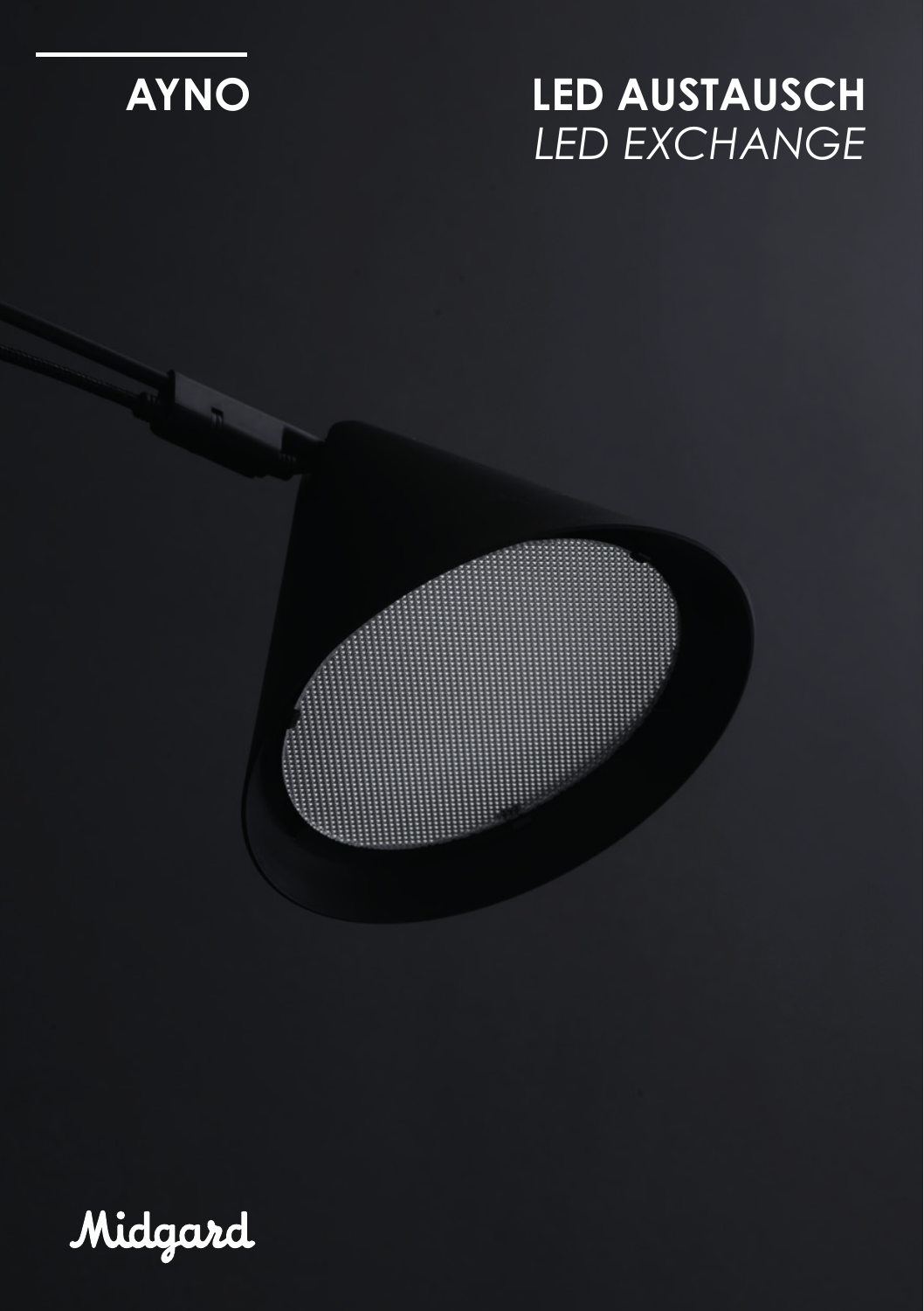# AYNO

# LED AUSTAUSCH

*LED EXCHANGE*

Midgard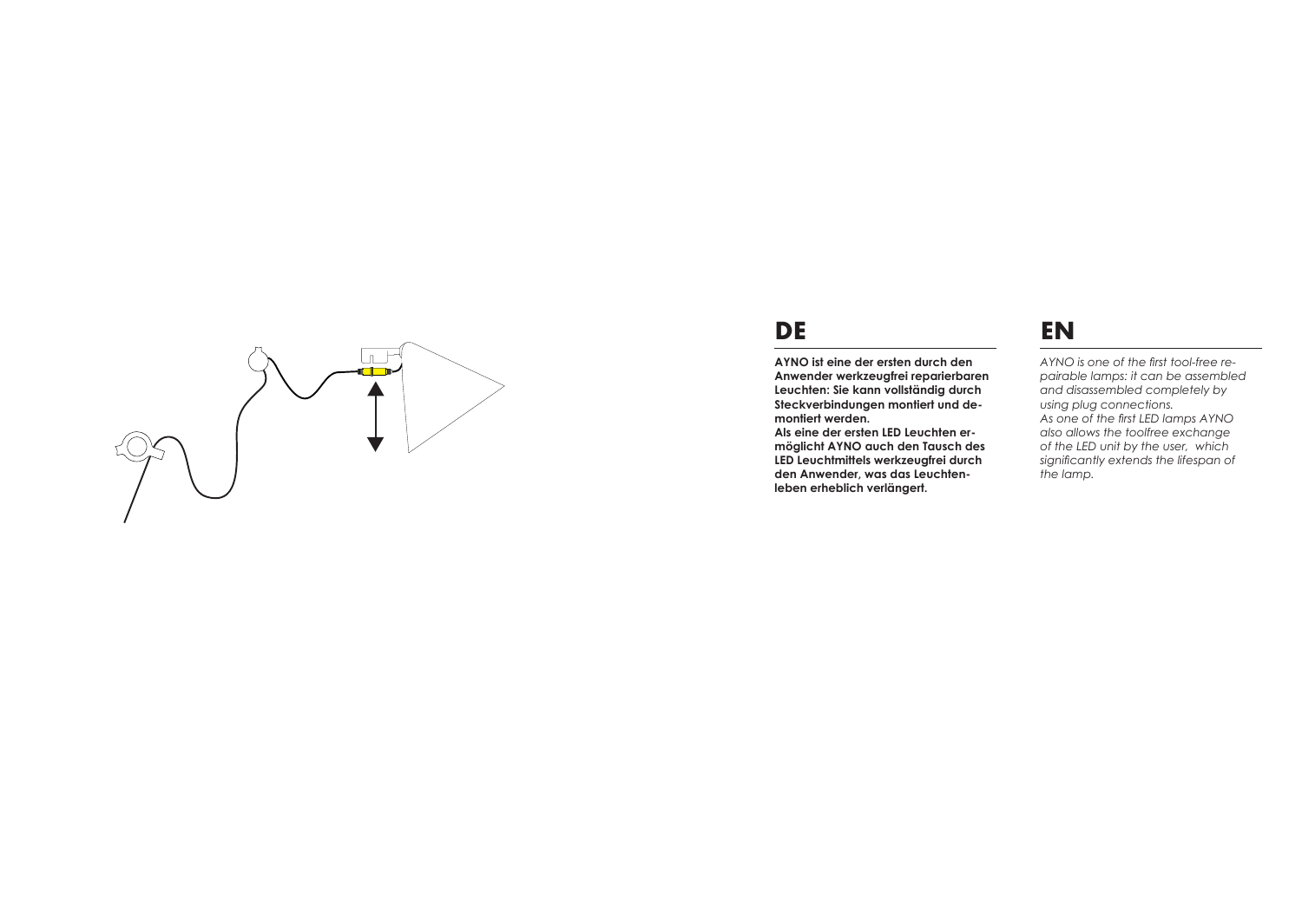## DE

**AYNO ist eine der ersten durch den Anwender werkzeugfrei reparierbaren Leuchten: Sie kann vollständig durch Steckverbindungen montiert und demontiert werden.**
**Als eine der ersten LED Leuchten ermöglicht AYNO auch den Tausch des LED Leuchtmittels werkzeugfrei durch den Anwender, was das Leuchtenleben erheblich verlängert.**

## EN

*AYNO is one of the first tool-free repairable lamps: it can be assembled and disassembled completely by using plug connections.*
*As one of the first LED lamps AYNO also allows the toolfree exchange of the LED unit by the user, which significantly extends the lifespan of the lamp.*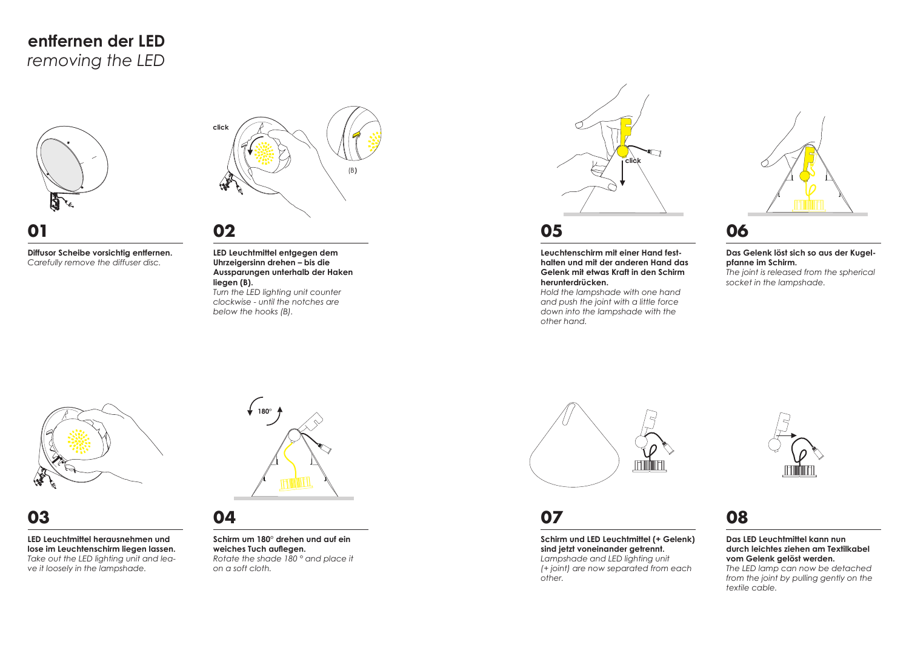# entfernen der LED

*removing the LED*

## 01

**Diffusor Scheibe vorsichtig entfernen.**
*Carefully remove the diffuser disc.*

## 02

**LED Leuchtmittel entgegen dem Uhrzeigersinn drehen – bis die Aussparungen unterhalb der Haken liegen (B).**
*Turn the LED lighting unit counter clockwise - until the notches are below the hooks (B).*

## 03

**LED Leuchtmittel herausnehmen und lose im Leuchtenschirm liegen lassen.**
*Take out the LED lighting unit and leave it loosely in the lampshade.*

## 04

**Schirm um 180° drehen und auf ein weiches Tuch auflegen.**
*Rotate the shade 180 ° and place it on a soft cloth.*

## 05

**Leuchtenschirm mit einer Hand festhalten und mit der anderen Hand das Gelenk mit etwas Kraft in den Schirm herunterdrücken.**
*Hold the lampshade with one hand and push the joint with a little force down into the lampshade with the other hand.*

## 06

**Das Gelenk löst sich so aus der Kugelpfanne im Schirm.**
*The joint is released from the spherical socket in the lampshade.*

## 07

**Schirm und LED Leuchtmittel (+ Gelenk) sind jetzt voneinander getrennt.**
*Lampshade and LED lighting unit (+ joint) are now separated from each other.*

## 08

**Das LED Leuchtmittel kann nun durch leichtes ziehen am Textilkabel vom Gelenk gelöst werden.**
*The LED lamp can now be detached from the joint by pulling gently on the textile cable.*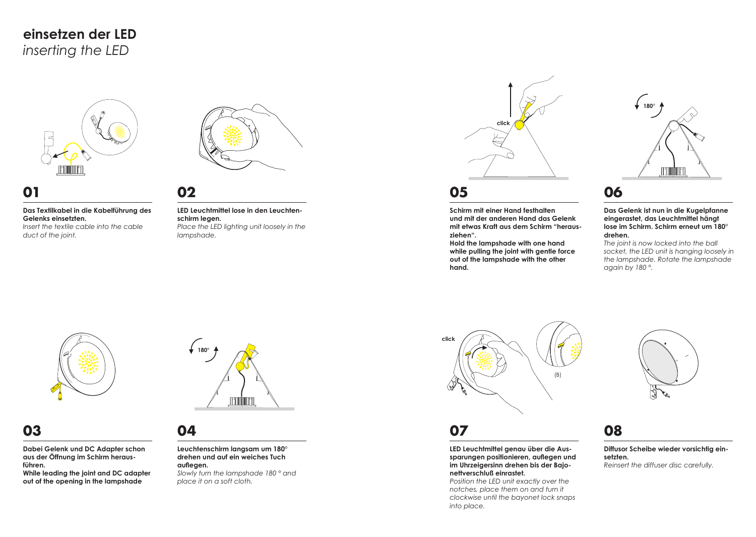# einsetzen der LED

*inserting the LED*

## 01

**Das Textilkabel in die Kabelführung des Gelenks einsetzten.**

*Insert the textile cable into the cable duct of the joint.*

## 02

**LED Leuchtmittel lose in den Leuchtenschirm legen.**

*Place the LED lighting unit loosely in the lampshade.*

## 03

**Dabei Gelenk und DC Adapter schon aus der Öffnung im Schirm herausführen.**

**While leading the joint and DC adapter out of the opening in the lampshade**

## 04

180°

**Leuchtenschirm langsam um 180° drehen und auf ein weiches Tuch auflegen.**

*Slowly turn the lampshade 180 ° and place it on a soft cloth.*

## 05

click

**Schirm mit einer Hand festhalten und mit der anderen Hand das Gelenk mit etwas Kraft aus dem Schirm "herausziehen".**

**Hold the lampshade with one hand while pulling the joint with gentle force out of the lampshade with the other hand.**

## 06

180°

**Das Gelenk ist nun in die Kugelpfanne eingerastet, das Leuchtmittel hängt lose im Schirm. Schirm erneut um 180° drehen.**

*The joint is now locked into the ball socket, the LED unit is hanging loosely in the lampshade. Rotate the lampshade again by 180 °.*

## 07

click

(B)

**LED Leuchtmittel genau über die Aussparungen positionieren, auflegen und im Uhrzeigersinn drehen bis der Bajonettverschluß einrastet.**

*Position the LED unit exactly over the notches, place them on and turn it clockwise until the bayonet lock snaps into place.*

## 08

**Diffusor Scheibe wieder vorsichtig einsetzten.**

*Reinsert the diffuser disc carefully.*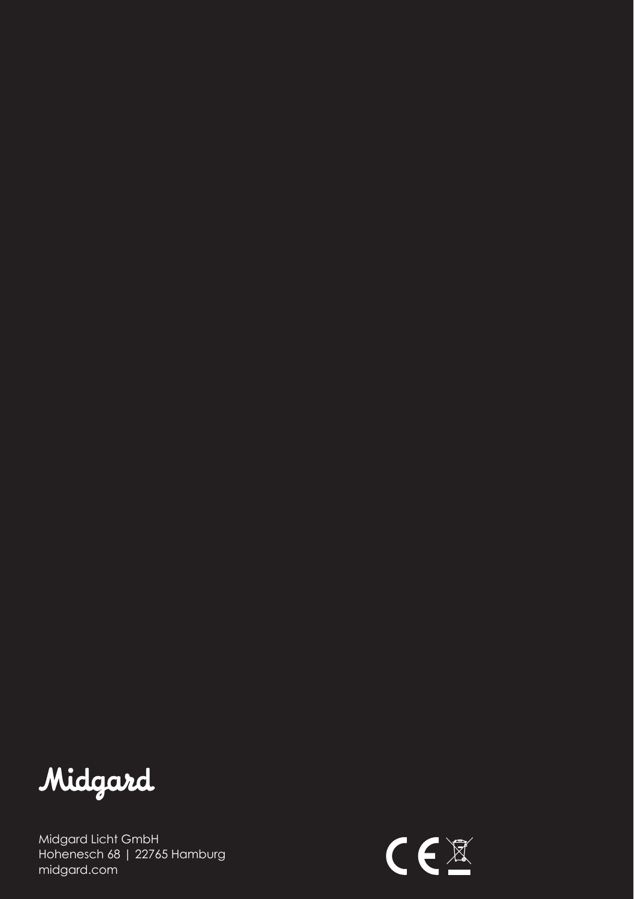Midgard

Midgard Licht GmbH
Hohenesch 68 | 22765 Hamburg
midgard.com